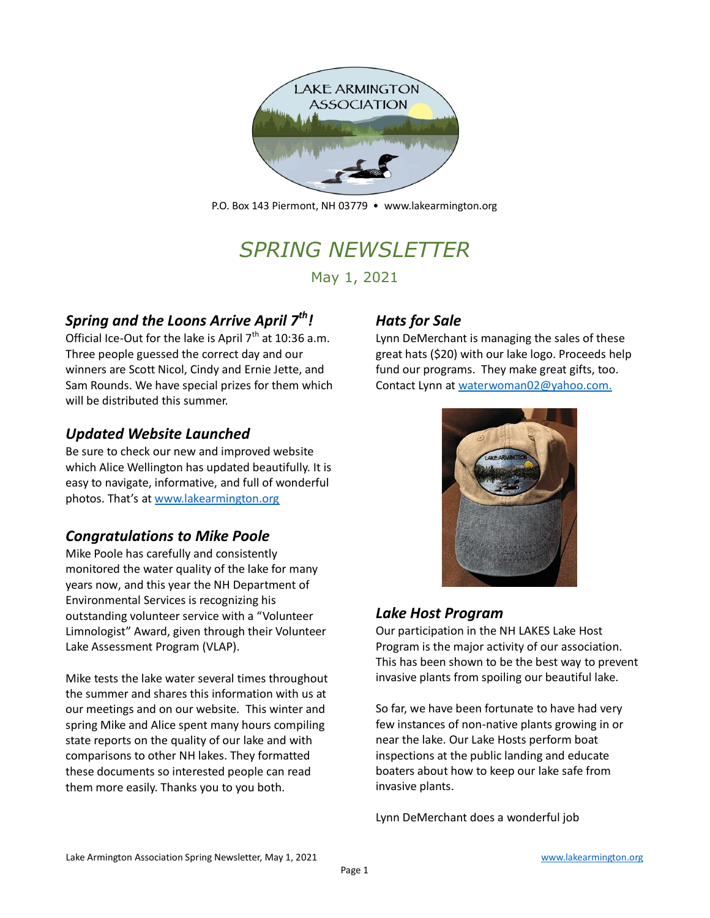LAKE ARMINGTON ASSOCIATION

P.O. Box 143 Piermont, NH 03779 • www.lakearmington.org

# *SPRING NEWSLETTER*

May 1, 2021

## *Spring and the Loons Arrive April 7th!*

Official Ice-Out for the lake is April 7th at 10:36 a.m. Three people guessed the correct day and our winners are Scott Nicol, Cindy and Ernie Jette, and Sam Rounds. We have special prizes for them which will be distributed this summer.

## *Updated Website Launched*

Be sure to check our new and improved website which Alice Wellington has updated beautifully. It is easy to navigate, informative, and full of wonderful photos. That's at [www.lakearmington.org](http://www.lakearmington.org)

## *Congratulations to Mike Poole*

Mike Poole has carefully and consistently monitored the water quality of the lake for many years now, and this year the NH Department of Environmental Services is recognizing his outstanding volunteer service with a "Volunteer Limnologist" Award, given through their Volunteer Lake Assessment Program (VLAP).

Mike tests the lake water several times throughout the summer and shares this information with us at our meetings and on our website. This winter and spring Mike and Alice spent many hours compiling state reports on the quality of our lake and with comparisons to other NH lakes. They formatted these documents so interested people can read them more easily. Thanks you to you both.

## *Hats for Sale*

Lynn DeMerchant is managing the sales of these great hats ($20) with our lake logo. Proceeds help fund our programs. They make great gifts, too. Contact Lynn at [waterwoman02@yahoo.com.](mailto:waterwoman02@yahoo.com)

## *Lake Host Program*

Our participation in the NH LAKES Lake Host Program is the major activity of our association. This has been shown to be the best way to prevent invasive plants from spoiling our beautiful lake.

So far, we have been fortunate to have had very few instances of non-native plants growing in or near the lake. Our Lake Hosts perform boat inspections at the public landing and educate boaters about how to keep our lake safe from invasive plants.

Lynn DeMerchant does a wonderful job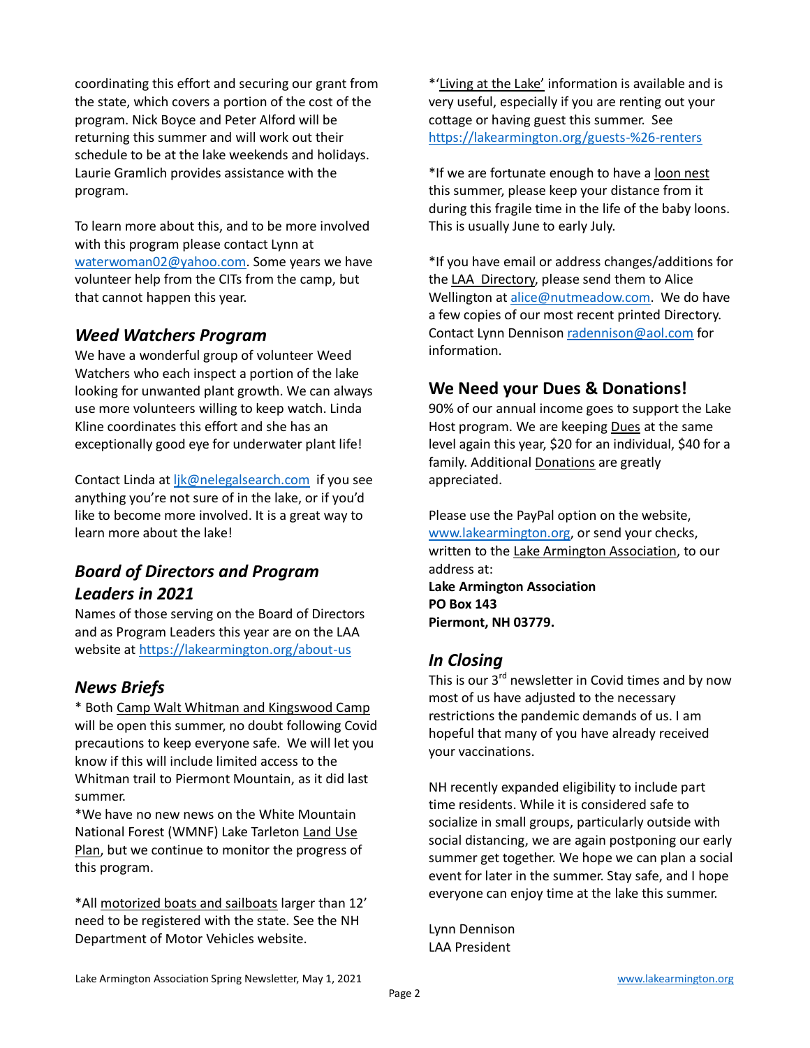coordinating this effort and securing our grant from the state, which covers a portion of the cost of the program. Nick Boyce and Peter Alford will be returning this summer and will work out their schedule to be at the lake weekends and holidays. Laurie Gramlich provides assistance with the program.

To learn more about this, and to be more involved with this program please contact Lynn at waterwoman02@yahoo.com. Some years we have volunteer help from the CITs from the camp, but that cannot happen this year.

## *Weed Watchers Program*

We have a wonderful group of volunteer Weed Watchers who each inspect a portion of the lake looking for unwanted plant growth. We can always use more volunteers willing to keep watch. Linda Kline coordinates this effort and she has an exceptionally good eye for underwater plant life!

Contact Linda at ljk@nelegalsearch.com if you see anything you're not sure of in the lake, or if you'd like to become more involved. It is a great way to learn more about the lake!

## *Board of Directors and Program Leaders in 2021*

Names of those serving on the Board of Directors and as Program Leaders this year are on the LAA website at https://lakearmington.org/about-us

## *News Briefs*

* Both Camp Walt Whitman and Kingswood Camp will be open this summer, no doubt following Covid precautions to keep everyone safe. We will let you know if this will include limited access to the Whitman trail to Piermont Mountain, as it did last summer.

*We have no new news on the White Mountain National Forest (WMNF) Lake Tarleton Land Use Plan, but we continue to monitor the progress of this program.

*All motorized boats and sailboats larger than 12' need to be registered with the state. See the NH Department of Motor Vehicles website.

*'Living at the Lake' information is available and is very useful, especially if you are renting out your cottage or having guest this summer. See https://lakearmington.org/guests-%26-renters

*If we are fortunate enough to have a loon nest this summer, please keep your distance from it during this fragile time in the life of the baby loons. This is usually June to early July.

*If you have email or address changes/additions for the LAA Directory, please send them to Alice Wellington at alice@nutmeadow.com. We do have a few copies of our most recent printed Directory. Contact Lynn Dennison radennison@aol.com for information.

## **We Need your Dues & Donations!**

90% of our annual income goes to support the Lake Host program. We are keeping Dues at the same level again this year, $20 for an individual, $40 for a family. Additional Donations are greatly appreciated.

Please use the PayPal option on the website, www.lakearmington.org, or send your checks, written to the Lake Armington Association, to our address at:

**Lake Armington Association**
**PO Box 143**
**Piermont, NH 03779.**

## *In Closing*

This is our 3rd newsletter in Covid times and by now most of us have adjusted to the necessary restrictions the pandemic demands of us. I am hopeful that many of you have already received your vaccinations.

NH recently expanded eligibility to include part time residents. While it is considered safe to socialize in small groups, particularly outside with social distancing, we are again postponing our early summer get together. We hope we can plan a social event for later in the summer. Stay safe, and I hope everyone can enjoy time at the lake this summer.

Lynn Dennison
LAA President